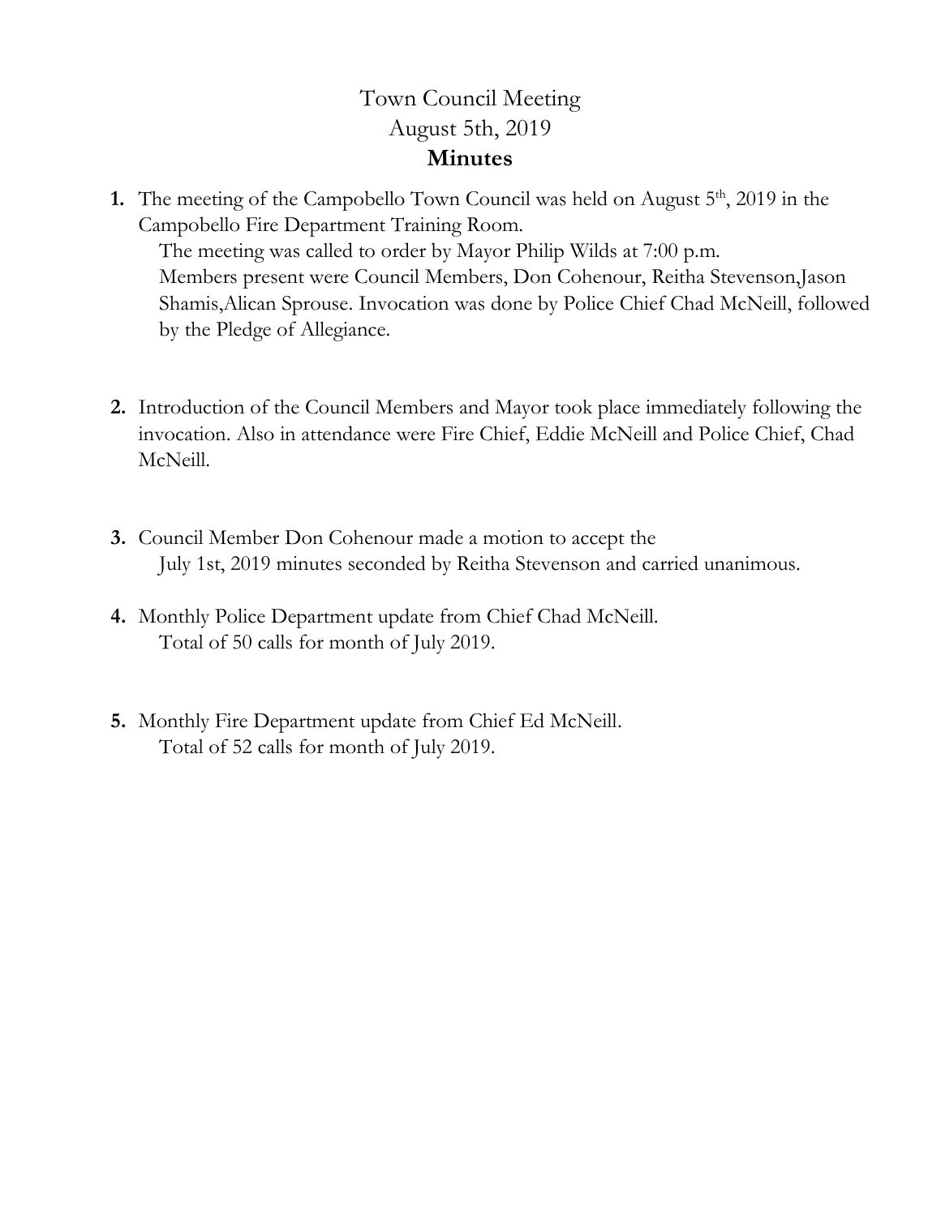# Town Council Meeting

## August 5th, 2019

## Minutes

1. The meeting of the Campobello Town Council was held on August 5th, 2019 in the Campobello Fire Department Training Room.
   The meeting was called to order by Mayor Philip Wilds at 7:00 p.m.
   Members present were Council Members, Don Cohenour, Reitha Stevenson,Jason Shamis,Alican Sprouse. Invocation was done by Police Chief Chad McNeill, followed by the Pledge of Allegiance.

2. Introduction of the Council Members and Mayor took place immediately following the invocation. Also in attendance were Fire Chief, Eddie McNeill and Police Chief, Chad McNeill.

3. Council Member Don Cohenour made a motion to accept the
   July 1st, 2019 minutes seconded by Reitha Stevenson and carried unanimous.

4. Monthly Police Department update from Chief Chad McNeill.
   Total of 50 calls for month of July 2019.

5. Monthly Fire Department update from Chief Ed McNeill.
   Total of 52 calls for month of July 2019.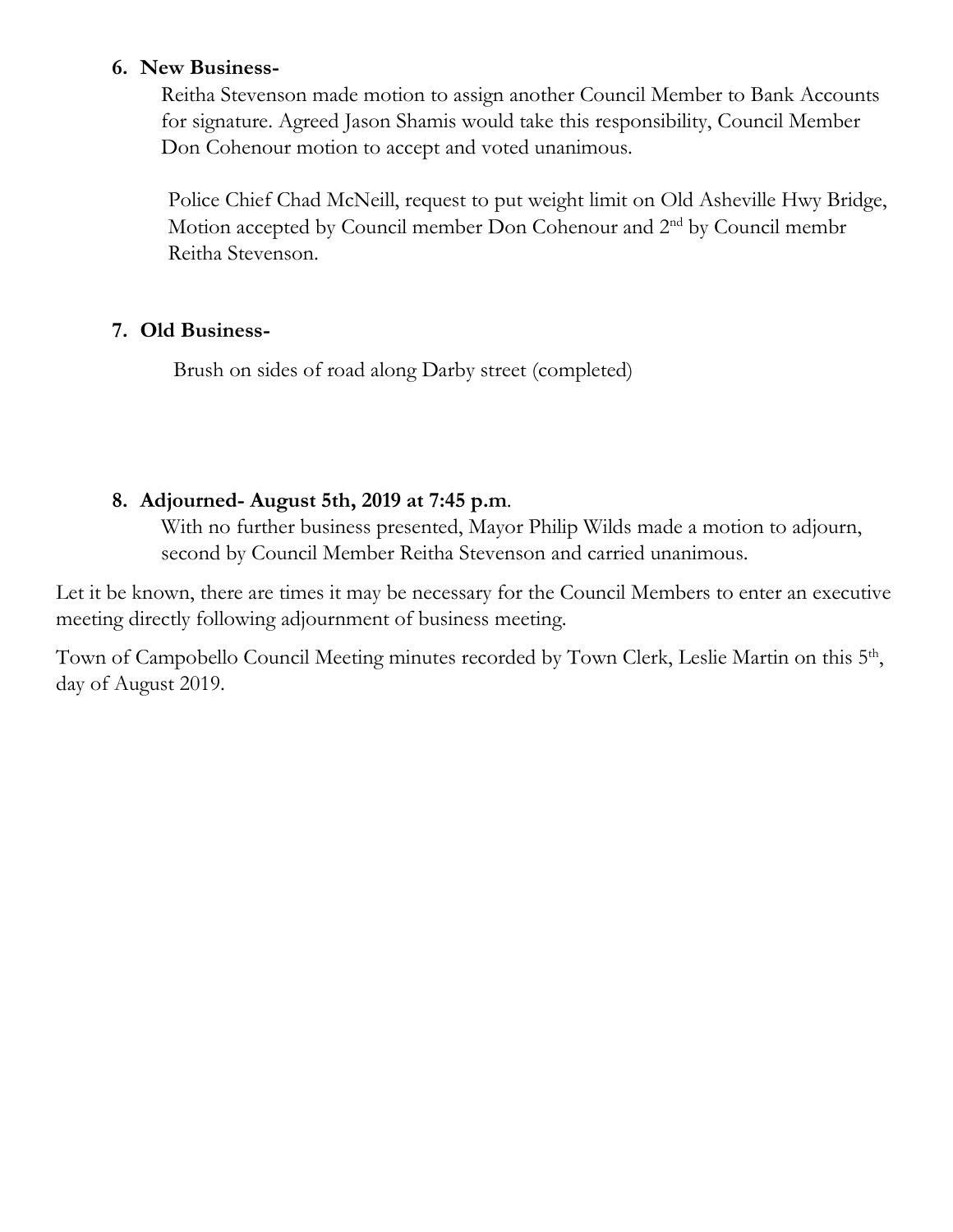6. **New Business-**

   Reitha Stevenson made motion to assign another Council Member to Bank Accounts for signature. Agreed Jason Shamis would take this responsibility, Council Member Don Cohenour motion to accept and voted unanimous.

   Police Chief Chad McNeill, request to put weight limit on Old Asheville Hwy Bridge, Motion accepted by Council member Don Cohenour and 2nd by Council membr Reitha Stevenson.

7. **Old Business-**

   Brush on sides of road along Darby street (completed)

8. **Adjourned- August 5th, 2019 at 7:45 p.m**.

   With no further business presented, Mayor Philip Wilds made a motion to adjourn, second by Council Member Reitha Stevenson and carried unanimous.

Let it be known, there are times it may be necessary for the Council Members to enter an executive meeting directly following adjournment of business meeting.

Town of Campobello Council Meeting minutes recorded by Town Clerk, Leslie Martin on this 5th, day of August 2019.